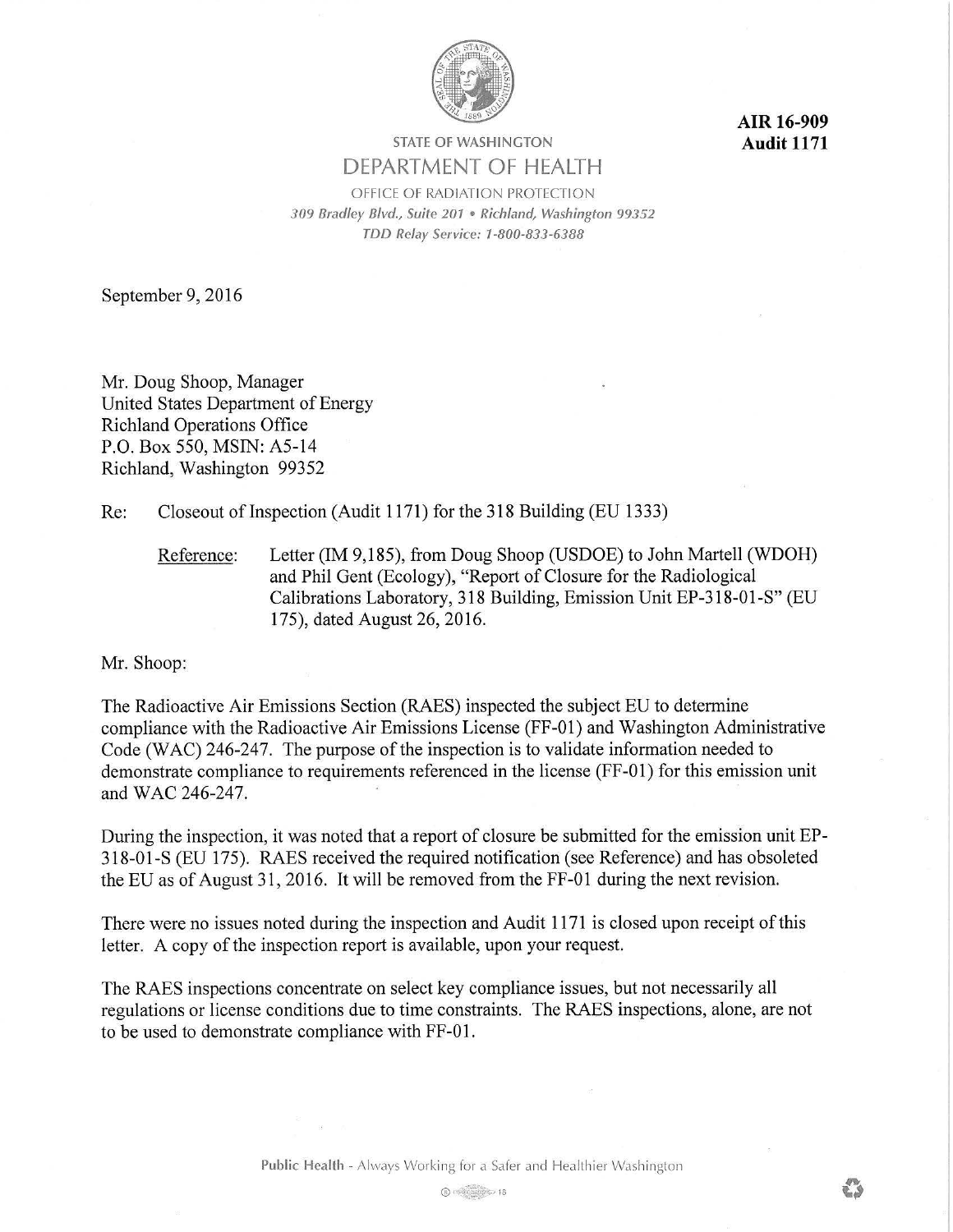**AIR 16-909**
**Audit 1171**

STATE OF WASHINGTON

DEPARTMENT OF HEALTH

OFFICE OF RADIATION PROTECTION

*309 Bradley Blvd., Suite 201 • Richland, Washington 99352*

*TDD Relay Service: 1-800-833-6388*

September 9, 2016

Mr. Doug Shoop, Manager
United States Department of Energy
Richland Operations Office
P.O. Box 550, MSIN: A5-14
Richland, Washington 99352

Re: Closeout of Inspection (Audit 1171) for the 318 Building (EU 1333)

Reference: Letter (IM 9,185), from Doug Shoop (USDOE) to John Martell (WDOH) and Phil Gent (Ecology), "Report of Closure for the Radiological Calibrations Laboratory, 318 Building, Emission Unit EP-318-01-S" (EU 175), dated August 26, 2016.

Mr. Shoop:

The Radioactive Air Emissions Section (RAES) inspected the subject EU to determine compliance with the Radioactive Air Emissions License (FF-01) and Washington Administrative Code (WAC) 246-247. The purpose of the inspection is to validate information needed to demonstrate compliance to requirements referenced in the license (FF-01) for this emission unit and WAC 246-247.

During the inspection, it was noted that a report of closure be submitted for the emission unit EP-318-01-S (EU 175). RAES received the required notification (see Reference) and has obsoleted the EU as of August 31, 2016. It will be removed from the FF-01 during the next revision.

There were no issues noted during the inspection and Audit 1171 is closed upon receipt of this letter. A copy of the inspection report is available, upon your request.

The RAES inspections concentrate on select key compliance issues, but not necessarily all regulations or license conditions due to time constraints. The RAES inspections, alone, are not to be used to demonstrate compliance with FF-01.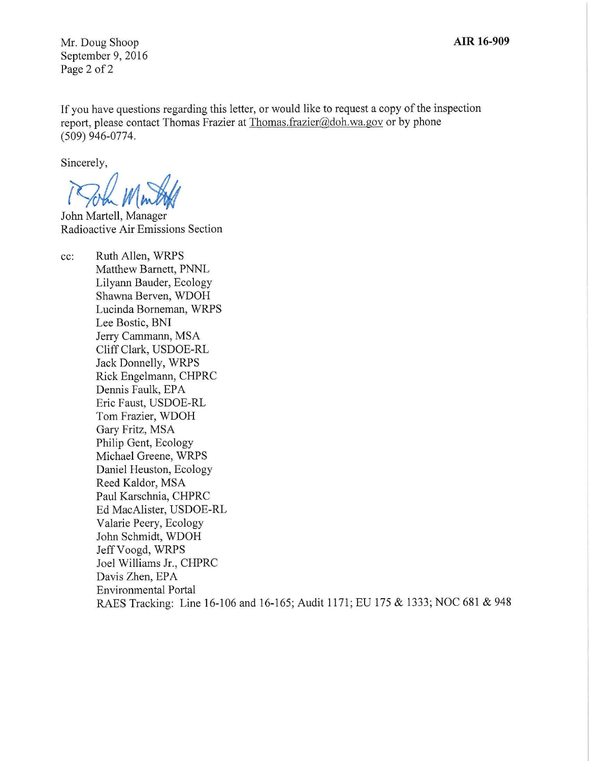If you have questions regarding this letter, or would like to request a copy of the inspection report, please contact Thomas Frazier at Thomas.frazier@doh.wa.gov or by phone (509) 946-0774.

Sincerely,

John Martell, Manager
Radioactive Air Emissions Section

cc:
Ruth Allen, WRPS
Matthew Barnett, PNNL
Lilyann Bauder, Ecology
Shawna Berven, WDOH
Lucinda Borneman, WRPS
Lee Bostic, BNI
Jerry Cammann, MSA
Cliff Clark, USDOE-RL
Jack Donnelly, WRPS
Rick Engelmann, CHPRC
Dennis Faulk, EPA
Eric Faust, USDOE-RL
Tom Frazier, WDOH
Gary Fritz, MSA
Philip Gent, Ecology
Michael Greene, WRPS
Daniel Heuston, Ecology
Reed Kaldor, MSA
Paul Karschnia, CHPRC
Ed MacAlister, USDOE-RL
Valarie Peery, Ecology
John Schmidt, WDOH
Jeff Voogd, WRPS
Joel Williams Jr., CHPRC
Davis Zhen, EPA
Environmental Portal
RAES Tracking: Line 16-106 and 16-165; Audit 1171; EU 175 & 1333; NOC 681 & 948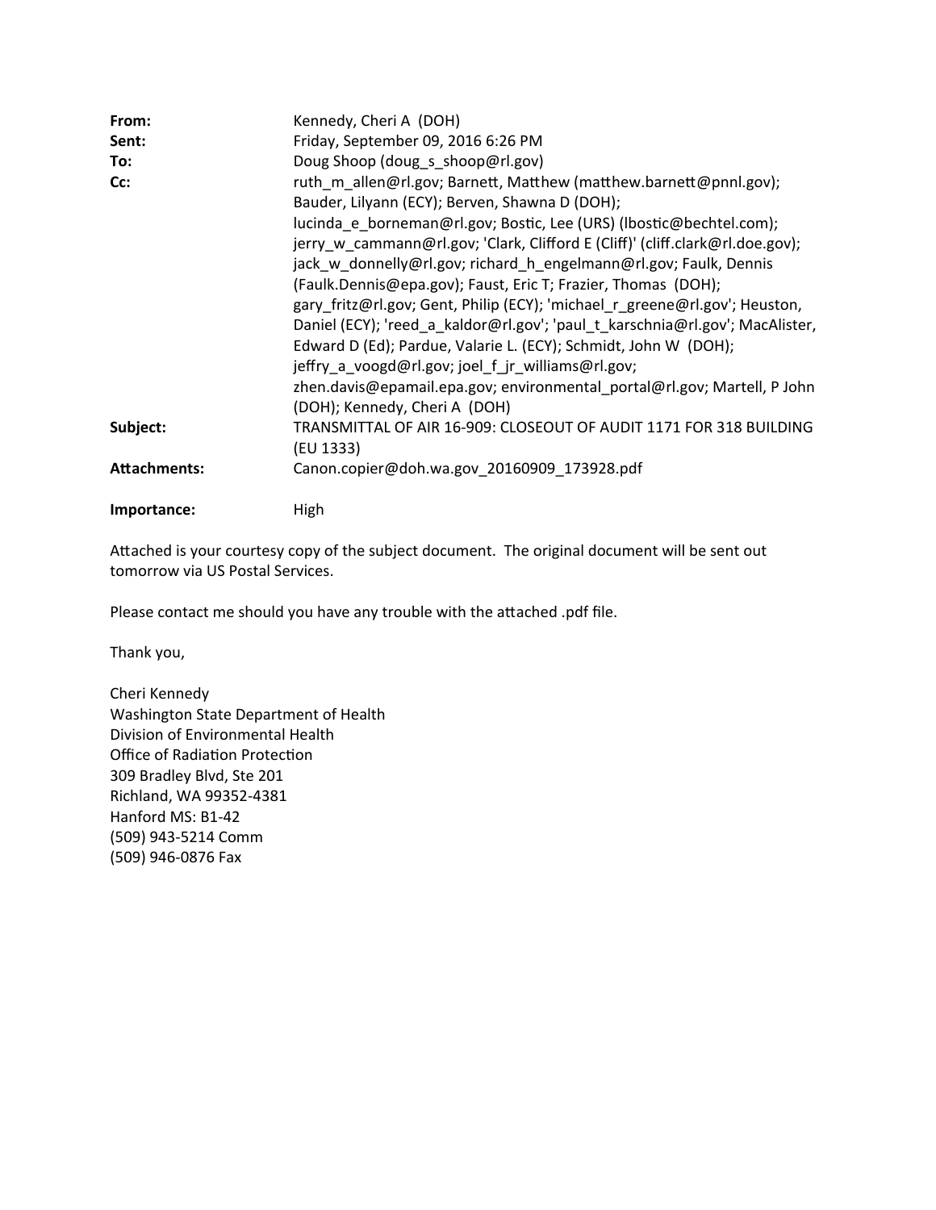| | |
|---|---|
| **From:** | Kennedy, Cheri A (DOH) |
| **Sent:** | Friday, September 09, 2016 6:26 PM |
| **To:** | Doug Shoop (doug_s_shoop@rl.gov) |
| **Cc:** | ruth_m_allen@rl.gov; Barnett, Matthew (matthew.barnett@pnnl.gov); Bauder, Lilyann (ECY); Berven, Shawna D (DOH); lucinda_e_borneman@rl.gov; Bostic, Lee (URS) (lbostic@bechtel.com); jerry_w_cammann@rl.gov; 'Clark, Clifford E (Cliff)' (cliff.clark@rl.doe.gov); jack_w_donnelly@rl.gov; richard_h_engelmann@rl.gov; Faulk, Dennis (Faulk.Dennis@epa.gov); Faust, Eric T; Frazier, Thomas (DOH); gary_fritz@rl.gov; Gent, Philip (ECY); 'michael_r_greene@rl.gov'; Heuston, Daniel (ECY); 'reed_a_kaldor@rl.gov'; 'paul_t_karschnia@rl.gov'; MacAlister, Edward D (Ed); Pardue, Valarie L. (ECY); Schmidt, John W (DOH); jeffry_a_voogd@rl.gov; joel_f_jr_williams@rl.gov; zhen.davis@epamail.epa.gov; environmental_portal@rl.gov; Martell, P John (DOH); Kennedy, Cheri A (DOH) |
| **Subject:** | TRANSMITTAL OF AIR 16-909: CLOSEOUT OF AUDIT 1171 FOR 318 BUILDING (EU 1333) |
| **Attachments:** | Canon.copier@doh.wa.gov_20160909_173928.pdf |
| **Importance:** | High |

Attached is your courtesy copy of the subject document. The original document will be sent out tomorrow via US Postal Services.

Please contact me should you have any trouble with the attached .pdf file.

Thank you,

Cheri Kennedy
Washington State Department of Health
Division of Environmental Health
Office of Radiation Protection
309 Bradley Blvd, Ste 201
Richland, WA 99352-4381
Hanford MS: B1-42
(509) 943-5214 Comm
(509) 946-0876 Fax